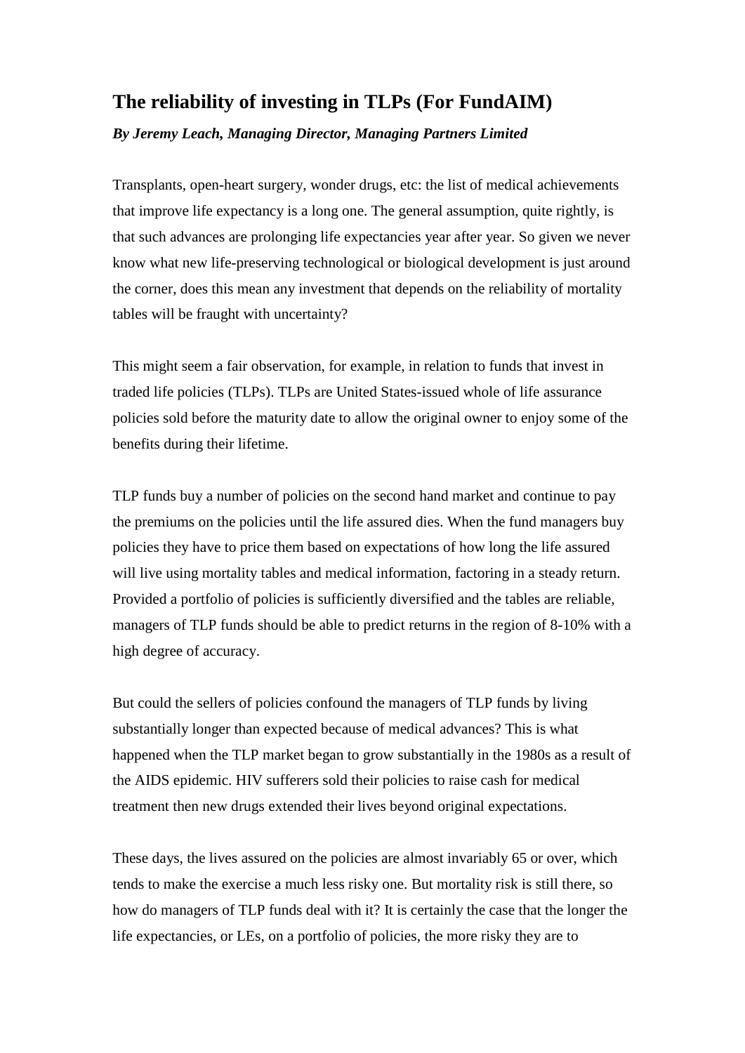# The reliability of investing in TLPs (For FundAIM)

***By Jeremy Leach, Managing Director, Managing Partners Limited***

Transplants, open-heart surgery, wonder drugs, etc: the list of medical achievements that improve life expectancy is a long one. The general assumption, quite rightly, is that such advances are prolonging life expectancies year after year. So given we never know what new life-preserving technological or biological development is just around the corner, does this mean any investment that depends on the reliability of mortality tables will be fraught with uncertainty?

This might seem a fair observation, for example, in relation to funds that invest in traded life policies (TLPs). TLPs are United States-issued whole of life assurance policies sold before the maturity date to allow the original owner to enjoy some of the benefits during their lifetime.

TLP funds buy a number of policies on the second hand market and continue to pay the premiums on the policies until the life assured dies. When the fund managers buy policies they have to price them based on expectations of how long the life assured will live using mortality tables and medical information, factoring in a steady return. Provided a portfolio of policies is sufficiently diversified and the tables are reliable, managers of TLP funds should be able to predict returns in the region of 8-10% with a high degree of accuracy.

But could the sellers of policies confound the managers of TLP funds by living substantially longer than expected because of medical advances? This is what happened when the TLP market began to grow substantially in the 1980s as a result of the AIDS epidemic. HIV sufferers sold their policies to raise cash for medical treatment then new drugs extended their lives beyond original expectations.

These days, the lives assured on the policies are almost invariably 65 or over, which tends to make the exercise a much less risky one. But mortality risk is still there, so how do managers of TLP funds deal with it? It is certainly the case that the longer the life expectancies, or LEs, on a portfolio of policies, the more risky they are to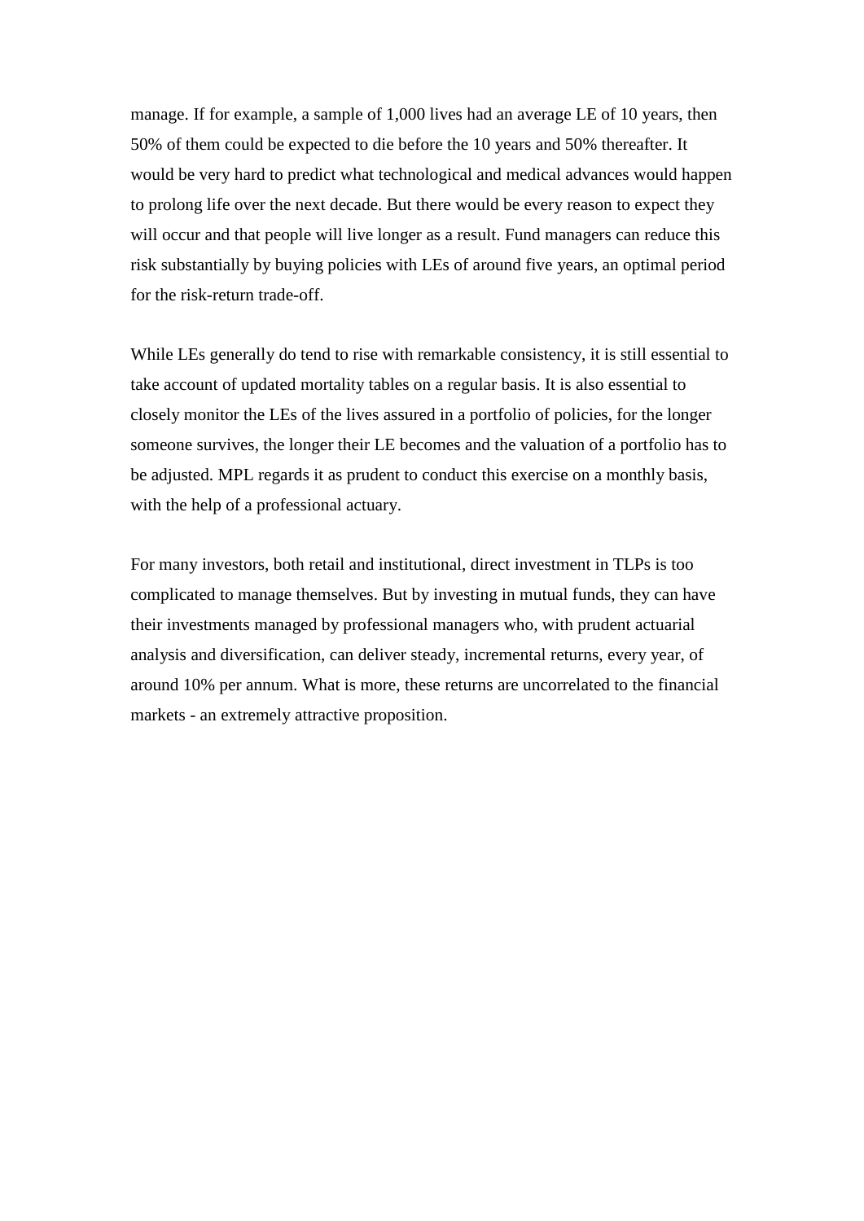manage. If for example, a sample of 1,000 lives had an average LE of 10 years, then 50% of them could be expected to die before the 10 years and 50% thereafter. It would be very hard to predict what technological and medical advances would happen to prolong life over the next decade. But there would be every reason to expect they will occur and that people will live longer as a result. Fund managers can reduce this risk substantially by buying policies with LEs of around five years, an optimal period for the risk-return trade-off.

While LEs generally do tend to rise with remarkable consistency, it is still essential to take account of updated mortality tables on a regular basis. It is also essential to closely monitor the LEs of the lives assured in a portfolio of policies, for the longer someone survives, the longer their LE becomes and the valuation of a portfolio has to be adjusted. MPL regards it as prudent to conduct this exercise on a monthly basis, with the help of a professional actuary.

For many investors, both retail and institutional, direct investment in TLPs is too complicated to manage themselves. But by investing in mutual funds, they can have their investments managed by professional managers who, with prudent actuarial analysis and diversification, can deliver steady, incremental returns, every year, of around 10% per annum. What is more, these returns are uncorrelated to the financial markets - an extremely attractive proposition.